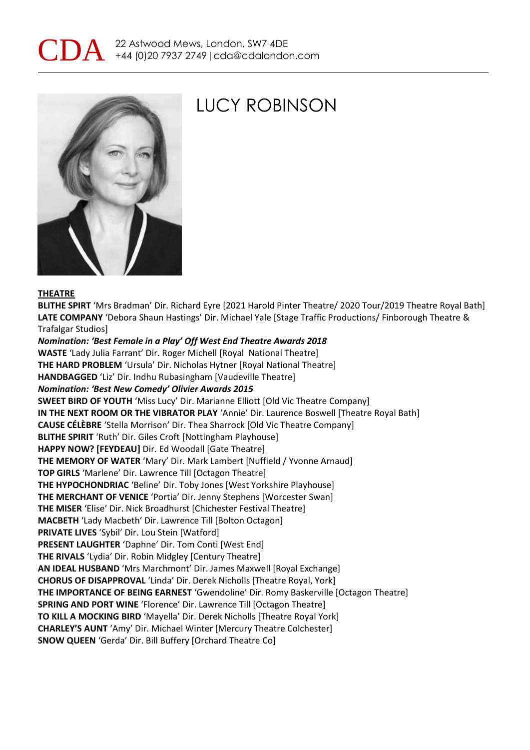CDA 22 Astwood Mews, London, SW7 4DE
+44 (0)20 7937 2749 | cda@cdalondon.com

# LUCY ROBINSON

## THEATRE

**BLITHE SPIRT** 'Mrs Bradman' Dir. Richard Eyre [2021 Harold Pinter Theatre/ 2020 Tour/2019 Theatre Royal Bath]
**LATE COMPANY** 'Debora Shaun Hastings' Dir. Michael Yale [Stage Traffic Productions/ Finborough Theatre & Trafalgar Studios]
***Nomination: 'Best Female in a Play' Off West End Theatre Awards 2018***
**WASTE** 'Lady Julia Farrant' Dir. Roger Michell [Royal National Theatre]
**THE HARD PROBLEM** 'Ursula' Dir. Nicholas Hytner [Royal National Theatre]
**HANDBAGGED** 'Liz' Dir. Indhu Rubasingham [Vaudeville Theatre]
***Nomination: 'Best New Comedy' Olivier Awards 2015***
**SWEET BIRD OF YOUTH** 'Miss Lucy' Dir. Marianne Elliott [Old Vic Theatre Company]
**IN THE NEXT ROOM OR THE VIBRATOR PLAY** 'Annie' Dir. Laurence Boswell [Theatre Royal Bath]
**CAUSE CÉLÈBRE** 'Stella Morrison' Dir. Thea Sharrock [Old Vic Theatre Company]
**BLITHE SPIRIT** 'Ruth' Dir. Giles Croft [Nottingham Playhouse]
**HAPPY NOW? [FEYDEAU]** Dir. Ed Woodall [Gate Theatre]
**THE MEMORY OF WATER** 'Mary' Dir. Mark Lambert [Nuffield / Yvonne Arnaud]
**TOP GIRLS** 'Marlene' Dir. Lawrence Till [Octagon Theatre]
**THE HYPOCHONDRIAC** 'Beline' Dir. Toby Jones [West Yorkshire Playhouse]
**THE MERCHANT OF VENICE** 'Portia' Dir. Jenny Stephens [Worcester Swan]
**THE MISER** 'Elise' Dir. Nick Broadhurst [Chichester Festival Theatre]
**MACBETH** 'Lady Macbeth' Dir. Lawrence Till [Bolton Octagon]
**PRIVATE LIVES** 'Sybil' Dir. Lou Stein [Watford]
**PRESENT LAUGHTER** 'Daphne' Dir. Tom Conti [West End]
**THE RIVALS** 'Lydia' Dir. Robin Midgley [Century Theatre]
**AN IDEAL HUSBAND** 'Mrs Marchmont' Dir. James Maxwell [Royal Exchange]
**CHORUS OF DISAPPROVAL** 'Linda' Dir. Derek Nicholls [Theatre Royal, York]
**THE IMPORTANCE OF BEING EARNEST** 'Gwendoline' Dir. Romy Baskerville [Octagon Theatre]
**SPRING AND PORT WINE** 'Florence' Dir. Lawrence Till [Octagon Theatre]
**TO KILL A MOCKING BIRD** 'Mayella' Dir. Derek Nicholls [Theatre Royal York]
**CHARLEY'S AUNT** 'Amy' Dir. Michael Winter [Mercury Theatre Colchester]
**SNOW QUEEN** 'Gerda' Dir. Bill Buffery [Orchard Theatre Co]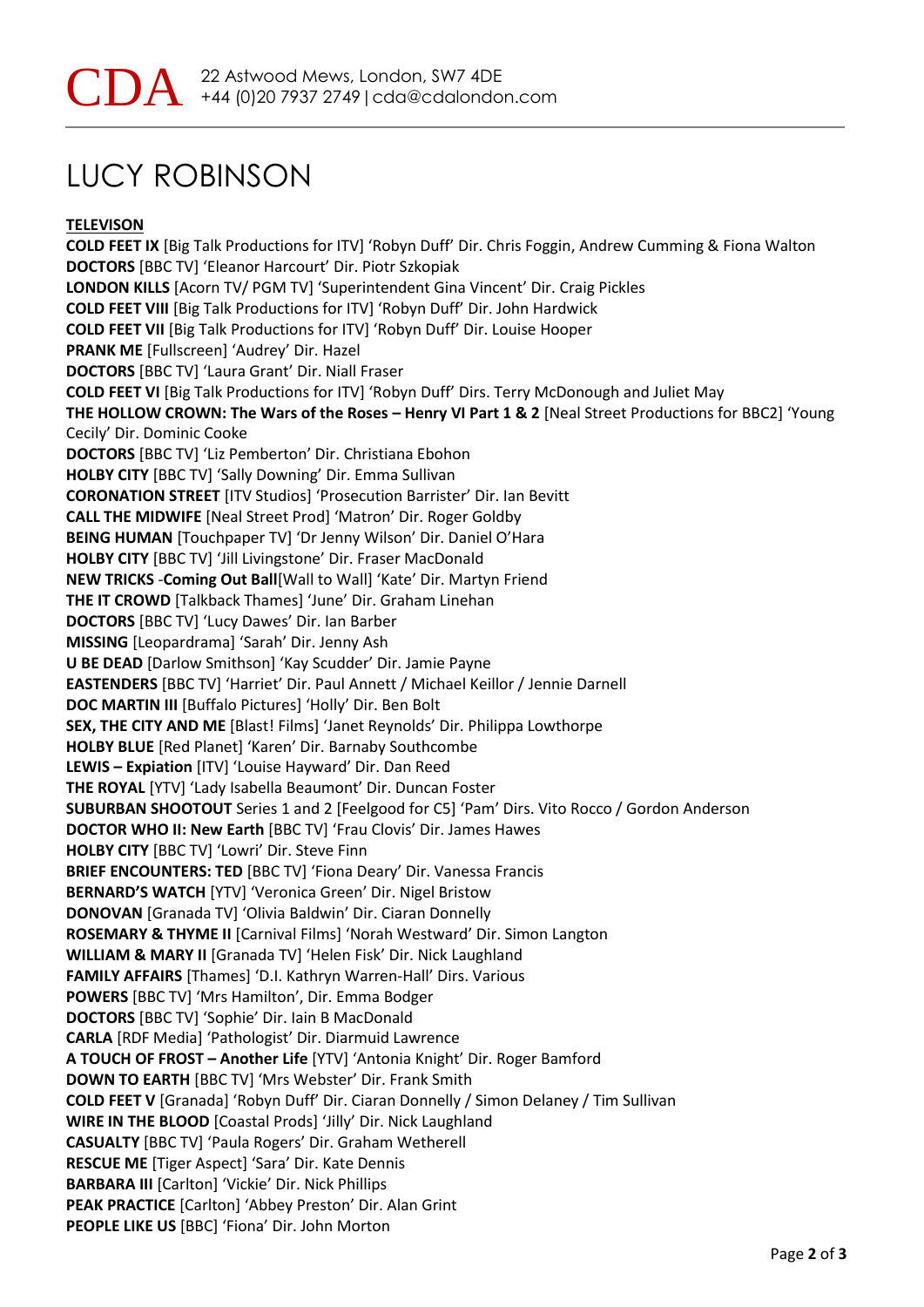# LUCY ROBINSON

**TELEVISON**

**COLD FEET IX** [Big Talk Productions for ITV] 'Robyn Duff' Dir. Chris Foggin, Andrew Cumming & Fiona Walton
**DOCTORS** [BBC TV] 'Eleanor Harcourt' Dir. Piotr Szkopiak
**LONDON KILLS** [Acorn TV/ PGM TV] 'Superintendent Gina Vincent' Dir. Craig Pickles
**COLD FEET VIII** [Big Talk Productions for ITV] 'Robyn Duff' Dir. John Hardwick
**COLD FEET VII** [Big Talk Productions for ITV] 'Robyn Duff' Dir. Louise Hooper
**PRANK ME** [Fullscreen] 'Audrey' Dir. Hazel
**DOCTORS** [BBC TV] 'Laura Grant' Dir. Niall Fraser
**COLD FEET VI** [Big Talk Productions for ITV] 'Robyn Duff' Dirs. Terry McDonough and Juliet May
**THE HOLLOW CROWN: The Wars of the Roses – Henry VI Part 1 & 2** [Neal Street Productions for BBC2] 'Young Cecily' Dir. Dominic Cooke
**DOCTORS** [BBC TV] 'Liz Pemberton' Dir. Christiana Ebohon
**HOLBY CITY** [BBC TV] 'Sally Downing' Dir. Emma Sullivan
**CORONATION STREET** [ITV Studios] 'Prosecution Barrister' Dir. Ian Bevitt
**CALL THE MIDWIFE** [Neal Street Prod] 'Matron' Dir. Roger Goldby
**BEING HUMAN** [Touchpaper TV] 'Dr Jenny Wilson' Dir. Daniel O'Hara
**HOLBY CITY** [BBC TV] 'Jill Livingstone' Dir. Fraser MacDonald
**NEW TRICKS** -**Coming Out Ball**[Wall to Wall] 'Kate' Dir. Martyn Friend
**THE IT CROWD** [Talkback Thames] 'June' Dir. Graham Linehan
**DOCTORS** [BBC TV] 'Lucy Dawes' Dir. Ian Barber
**MISSING** [Leopardrama] 'Sarah' Dir. Jenny Ash
**U BE DEAD** [Darlow Smithson] 'Kay Scudder' Dir. Jamie Payne
**EASTENDERS** [BBC TV] 'Harriet' Dir. Paul Annett / Michael Keillor / Jennie Darnell
**DOC MARTIN III** [Buffalo Pictures] 'Holly' Dir. Ben Bolt
**SEX, THE CITY AND ME** [Blast! Films] 'Janet Reynolds' Dir. Philippa Lowthorpe
**HOLBY BLUE** [Red Planet] 'Karen' Dir. Barnaby Southcombe
**LEWIS – Expiation** [ITV] 'Louise Hayward' Dir. Dan Reed
**THE ROYAL** [YTV] 'Lady Isabella Beaumont' Dir. Duncan Foster
**SUBURBAN SHOOTOUT** Series 1 and 2 [Feelgood for C5] 'Pam' Dirs. Vito Rocco / Gordon Anderson
**DOCTOR WHO II: New Earth** [BBC TV] 'Frau Clovis' Dir. James Hawes
**HOLBY CITY** [BBC TV] 'Lowri' Dir. Steve Finn
**BRIEF ENCOUNTERS: TED** [BBC TV] 'Fiona Deary' Dir. Vanessa Francis
**BERNARD'S WATCH** [YTV] 'Veronica Green' Dir. Nigel Bristow
**DONOVAN** [Granada TV] 'Olivia Baldwin' Dir. Ciaran Donnelly
**ROSEMARY & THYME II** [Carnival Films] 'Norah Westward' Dir. Simon Langton
**WILLIAM & MARY II** [Granada TV] 'Helen Fisk' Dir. Nick Laughland
**FAMILY AFFAIRS** [Thames] 'D.I. Kathryn Warren-Hall' Dirs. Various
**POWERS** [BBC TV] 'Mrs Hamilton', Dir. Emma Bodger
**DOCTORS** [BBC TV] 'Sophie' Dir. Iain B MacDonald
**CARLA** [RDF Media] 'Pathologist' Dir. Diarmuid Lawrence
**A TOUCH OF FROST – Another Life** [YTV] 'Antonia Knight' Dir. Roger Bamford
**DOWN TO EARTH** [BBC TV] 'Mrs Webster' Dir. Frank Smith
**COLD FEET V** [Granada] 'Robyn Duff' Dir. Ciaran Donnelly / Simon Delaney / Tim Sullivan
**WIRE IN THE BLOOD** [Coastal Prods] 'Jilly' Dir. Nick Laughland
**CASUALTY** [BBC TV] 'Paula Rogers' Dir. Graham Wetherell
**RESCUE ME** [Tiger Aspect] 'Sara' Dir. Kate Dennis
**BARBARA III** [Carlton] 'Vickie' Dir. Nick Phillips
**PEAK PRACTICE** [Carlton] 'Abbey Preston' Dir. Alan Grint
**PEOPLE LIKE US** [BBC] 'Fiona' Dir. John Morton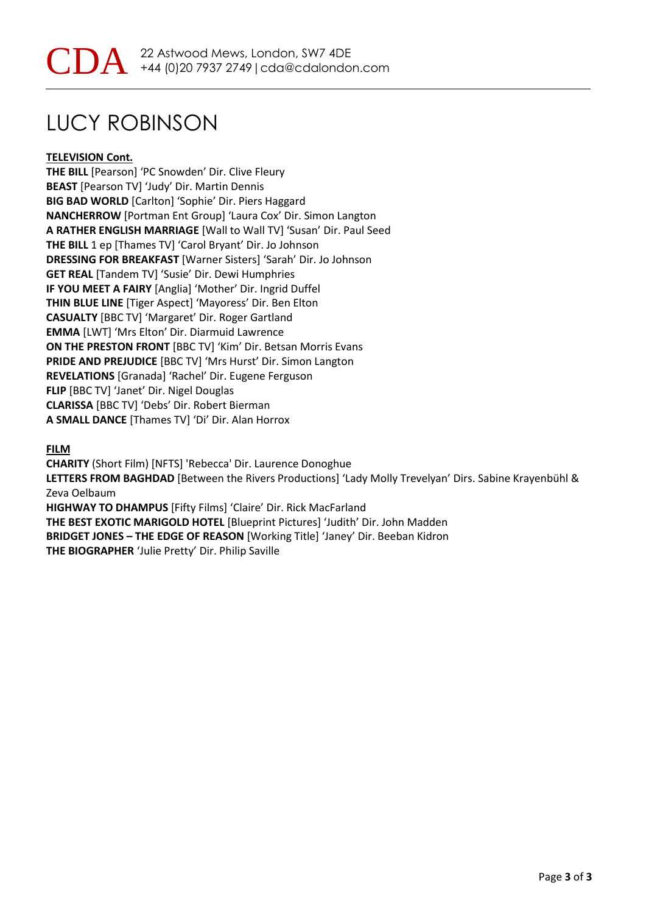CDA 22 Astwood Mews, London, SW7 4DE
+44 (0)20 7937 2749 | cda@cdalondon.com

# LUCY ROBINSON

**TELEVISION Cont.**

**THE BILL** [Pearson] 'PC Snowden' Dir. Clive Fleury
**BEAST** [Pearson TV] 'Judy' Dir. Martin Dennis
**BIG BAD WORLD** [Carlton] 'Sophie' Dir. Piers Haggard
**NANCHERROW** [Portman Ent Group] 'Laura Cox' Dir. Simon Langton
**A RATHER ENGLISH MARRIAGE** [Wall to Wall TV] 'Susan' Dir. Paul Seed
**THE BILL** 1 ep [Thames TV] 'Carol Bryant' Dir. Jo Johnson
**DRESSING FOR BREAKFAST** [Warner Sisters] 'Sarah' Dir. Jo Johnson
**GET REAL** [Tandem TV] 'Susie' Dir. Dewi Humphries
**IF YOU MEET A FAIRY** [Anglia] 'Mother' Dir. Ingrid Duffel
**THIN BLUE LINE** [Tiger Aspect] 'Mayoress' Dir. Ben Elton
**CASUALTY** [BBC TV] 'Margaret' Dir. Roger Gartland
**EMMA** [LWT] 'Mrs Elton' Dir. Diarmuid Lawrence
**ON THE PRESTON FRONT** [BBC TV] 'Kim' Dir. Betsan Morris Evans
**PRIDE AND PREJUDICE** [BBC TV] 'Mrs Hurst' Dir. Simon Langton
**REVELATIONS** [Granada] 'Rachel' Dir. Eugene Ferguson
**FLIP** [BBC TV] 'Janet' Dir. Nigel Douglas
**CLARISSA** [BBC TV] 'Debs' Dir. Robert Bierman
**A SMALL DANCE** [Thames TV] 'Di' Dir. Alan Horrox

**FILM**

**CHARITY** (Short Film) [NFTS] 'Rebecca' Dir. Laurence Donoghue
**LETTERS FROM BAGHDAD** [Between the Rivers Productions] 'Lady Molly Trevelyan' Dirs. Sabine Krayenbühl & Zeva Oelbaum
**HIGHWAY TO DHAMPUS** [Fifty Films] 'Claire' Dir. Rick MacFarland
**THE BEST EXOTIC MARIGOLD HOTEL** [Blueprint Pictures] 'Judith' Dir. John Madden
**BRIDGET JONES – THE EDGE OF REASON** [Working Title] 'Janey' Dir. Beeban Kidron
**THE BIOGRAPHER** 'Julie Pretty' Dir. Philip Saville